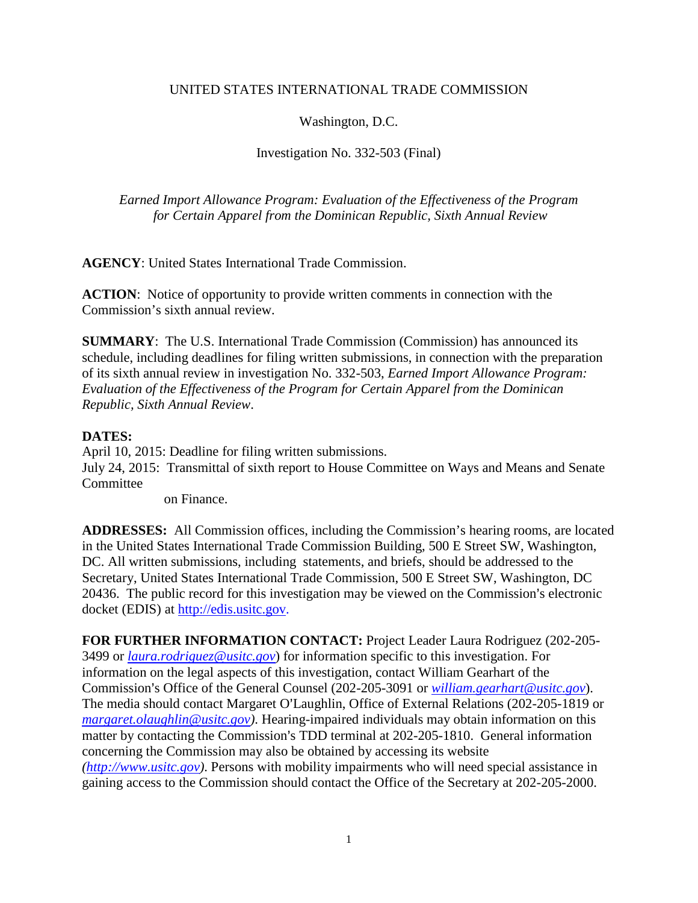UNITED STATES INTERNATIONAL TRADE COMMISSION

Washington, D.C.

Investigation No. 332-503 (Final)

*Earned Import Allowance Program: Evaluation of the Effectiveness of the Program for Certain Apparel from the Dominican Republic, Sixth Annual Review*

**AGENCY**: United States International Trade Commission.

**ACTION**: Notice of opportunity to provide written comments in connection with the Commission's sixth annual review.

**SUMMARY**: The U.S. International Trade Commission (Commission) has announced its schedule, including deadlines for filing written submissions, in connection with the preparation of its sixth annual review in investigation No. 332-503, *Earned Import Allowance Program: Evaluation of the Effectiveness of the Program for Certain Apparel from the Dominican Republic, Sixth Annual Review*.

**DATES:**

April 10, 2015: Deadline for filing written submissions.

July 24, 2015: Transmittal of sixth report to House Committee on Ways and Means and Senate Committee on Finance.

**ADDRESSES:** All Commission offices, including the Commission's hearing rooms, are located in the United States International Trade Commission Building, 500 E Street SW, Washington, DC. All written submissions, including statements, and briefs, should be addressed to the Secretary, United States International Trade Commission, 500 E Street SW, Washington, DC 20436. The public record for this investigation may be viewed on the Commission's electronic docket (EDIS) at http://edis.usitc.gov.

**FOR FURTHER INFORMATION CONTACT:** Project Leader Laura Rodriguez (202-205-3499 or *laura.rodriguez@usitc.gov*) for information specific to this investigation. For information on the legal aspects of this investigation, contact William Gearhart of the Commission's Office of the General Counsel (202-205-3091 or *william.gearhart@usitc.gov*). The media should contact Margaret O'Laughlin, Office of External Relations (202-205-1819 or *margaret.olaughlin@usitc.gov)*. Hearing-impaired individuals may obtain information on this matter by contacting the Commission's TDD terminal at 202-205-1810. General information concerning the Commission may also be obtained by accessing its website *(http://www.usitc.gov)*. Persons with mobility impairments who will need special assistance in gaining access to the Commission should contact the Office of the Secretary at 202-205-2000.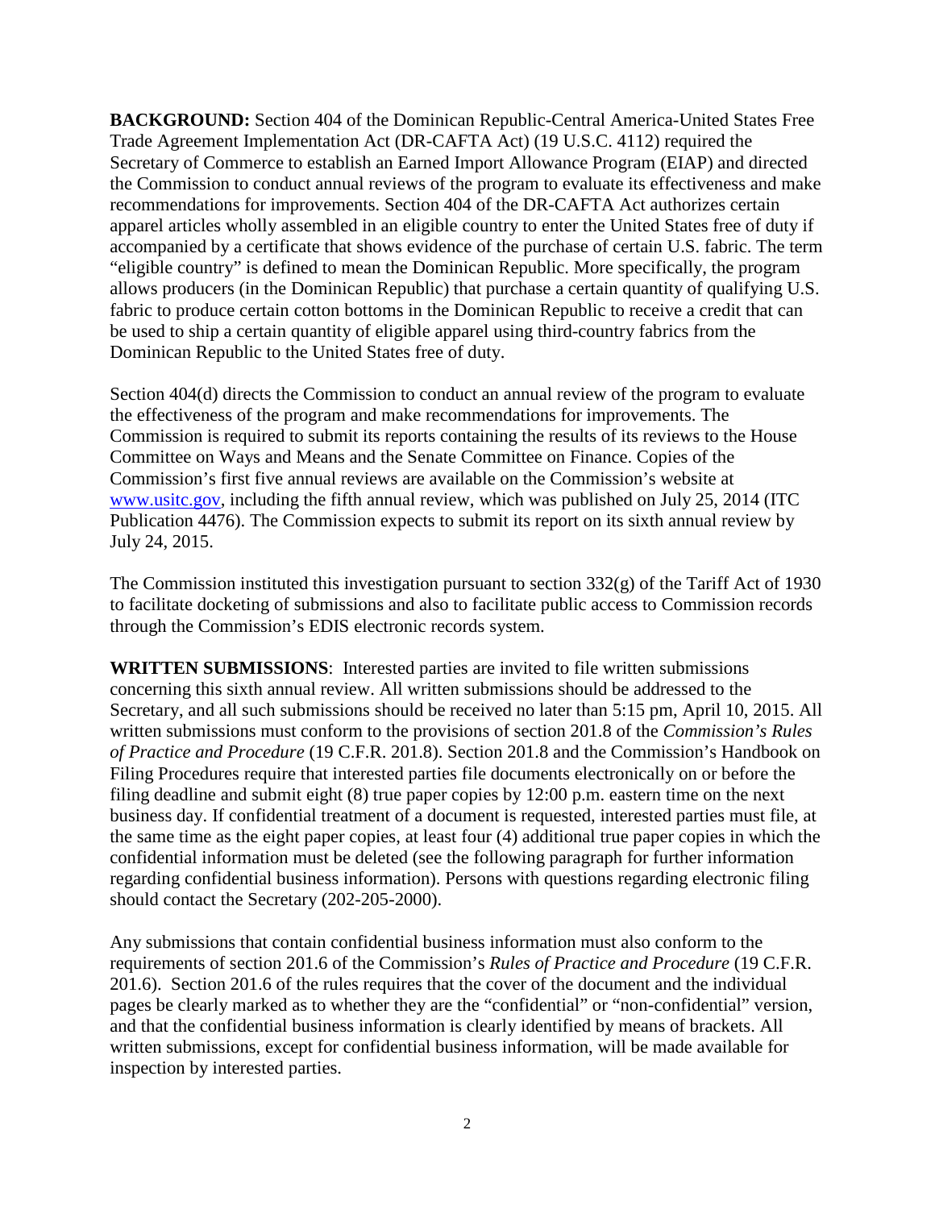**BACKGROUND:** Section 404 of the Dominican Republic-Central America-United States Free Trade Agreement Implementation Act (DR-CAFTA Act) (19 U.S.C. 4112) required the Secretary of Commerce to establish an Earned Import Allowance Program (EIAP) and directed the Commission to conduct annual reviews of the program to evaluate its effectiveness and make recommendations for improvements. Section 404 of the DR-CAFTA Act authorizes certain apparel articles wholly assembled in an eligible country to enter the United States free of duty if accompanied by a certificate that shows evidence of the purchase of certain U.S. fabric. The term "eligible country" is defined to mean the Dominican Republic. More specifically, the program allows producers (in the Dominican Republic) that purchase a certain quantity of qualifying U.S. fabric to produce certain cotton bottoms in the Dominican Republic to receive a credit that can be used to ship a certain quantity of eligible apparel using third-country fabrics from the Dominican Republic to the United States free of duty.

Section 404(d) directs the Commission to conduct an annual review of the program to evaluate the effectiveness of the program and make recommendations for improvements. The Commission is required to submit its reports containing the results of its reviews to the House Committee on Ways and Means and the Senate Committee on Finance. Copies of the Commission's first five annual reviews are available on the Commission's website at www.usitc.gov, including the fifth annual review, which was published on July 25, 2014 (ITC Publication 4476). The Commission expects to submit its report on its sixth annual review by July 24, 2015.

The Commission instituted this investigation pursuant to section 332(g) of the Tariff Act of 1930 to facilitate docketing of submissions and also to facilitate public access to Commission records through the Commission's EDIS electronic records system.

**WRITTEN SUBMISSIONS**: Interested parties are invited to file written submissions concerning this sixth annual review. All written submissions should be addressed to the Secretary, and all such submissions should be received no later than 5:15 pm, April 10, 2015. All written submissions must conform to the provisions of section 201.8 of the *Commission's Rules of Practice and Procedure* (19 C.F.R. 201.8). Section 201.8 and the Commission's Handbook on Filing Procedures require that interested parties file documents electronically on or before the filing deadline and submit eight (8) true paper copies by 12:00 p.m. eastern time on the next business day. If confidential treatment of a document is requested, interested parties must file, at the same time as the eight paper copies, at least four (4) additional true paper copies in which the confidential information must be deleted (see the following paragraph for further information regarding confidential business information). Persons with questions regarding electronic filing should contact the Secretary (202-205-2000).

Any submissions that contain confidential business information must also conform to the requirements of section 201.6 of the Commission's *Rules of Practice and Procedure* (19 C.F.R. 201.6). Section 201.6 of the rules requires that the cover of the document and the individual pages be clearly marked as to whether they are the "confidential" or "non-confidential" version, and that the confidential business information is clearly identified by means of brackets. All written submissions, except for confidential business information, will be made available for inspection by interested parties.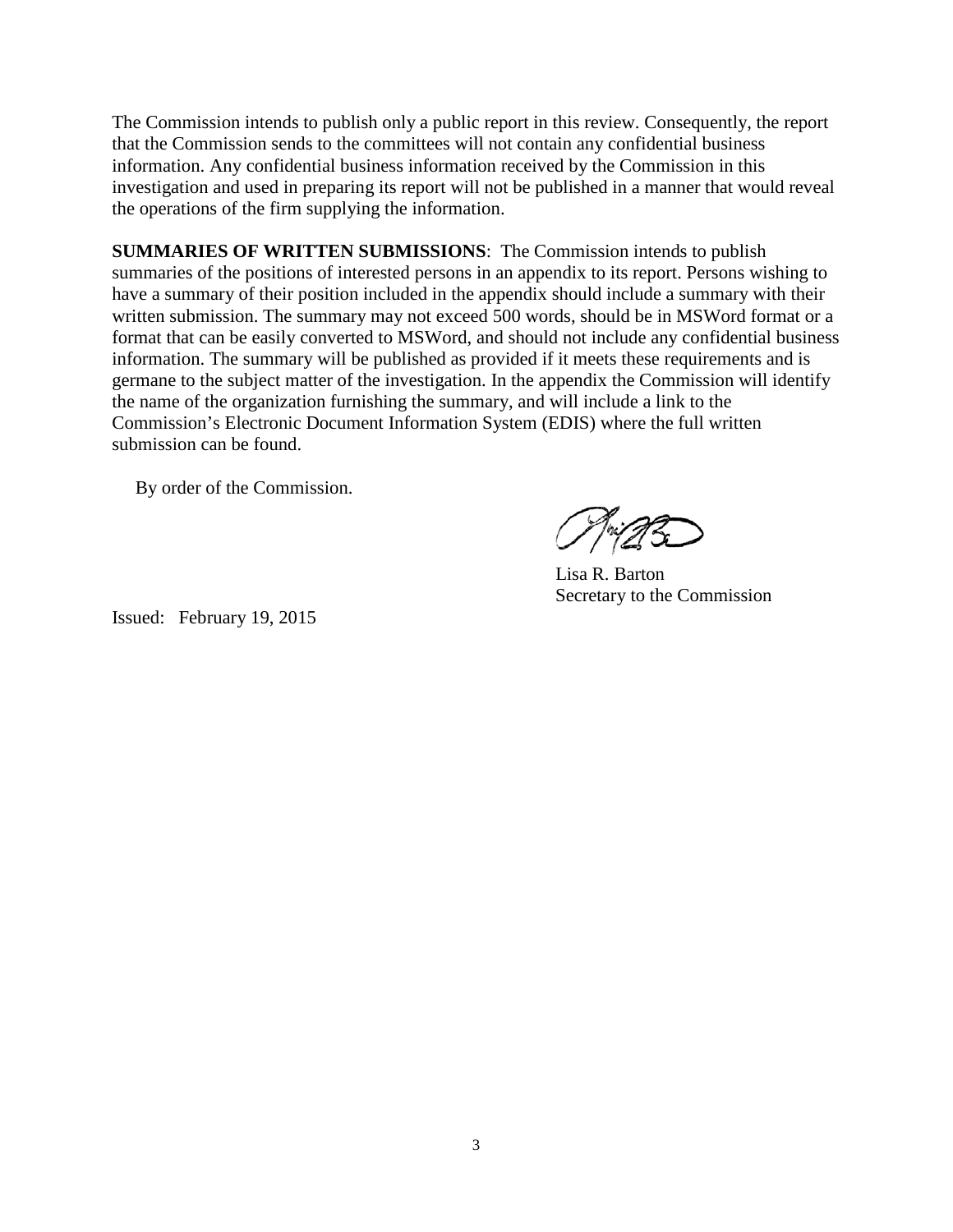The Commission intends to publish only a public report in this review. Consequently, the report that the Commission sends to the committees will not contain any confidential business information. Any confidential business information received by the Commission in this investigation and used in preparing its report will not be published in a manner that would reveal the operations of the firm supplying the information.

**SUMMARIES OF WRITTEN SUBMISSIONS**: The Commission intends to publish summaries of the positions of interested persons in an appendix to its report. Persons wishing to have a summary of their position included in the appendix should include a summary with their written submission. The summary may not exceed 500 words, should be in MSWord format or a format that can be easily converted to MSWord, and should not include any confidential business information. The summary will be published as provided if it meets these requirements and is germane to the subject matter of the investigation. In the appendix the Commission will identify the name of the organization furnishing the summary, and will include a link to the Commission's Electronic Document Information System (EDIS) where the full written submission can be found.

By order of the Commission.

Lisa R. Barton
Secretary to the Commission

Issued: February 19, 2015